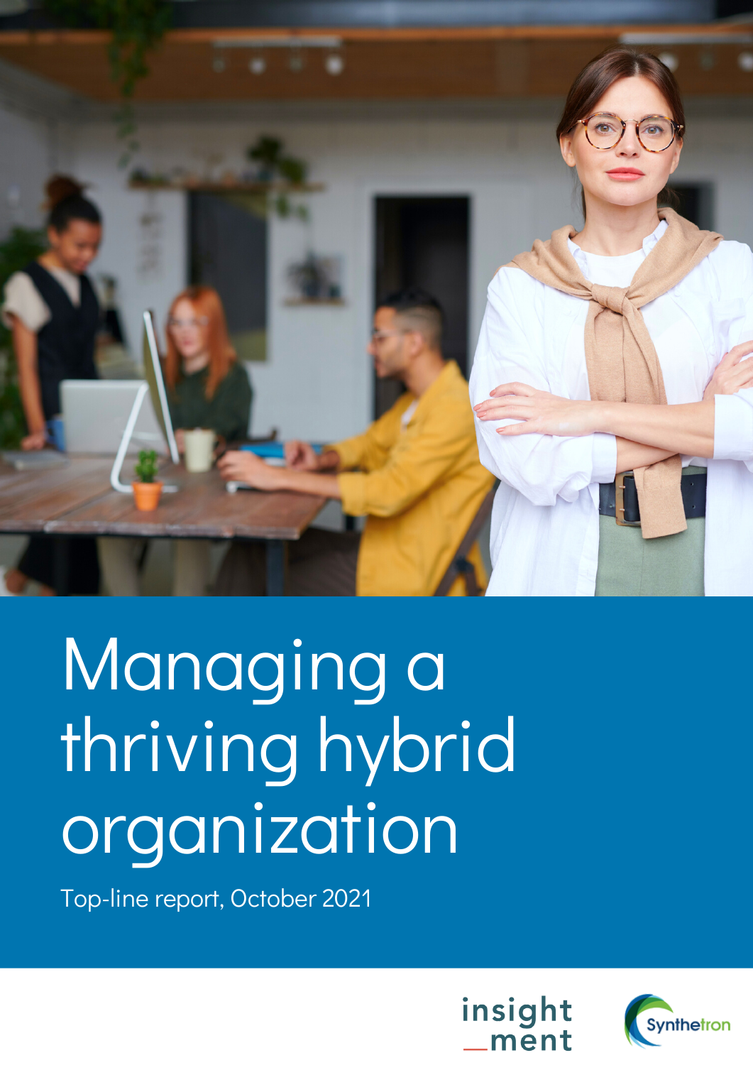# Managing a thriving hybrid organization

Top-line report, October 2021

insight_ment

Synthetron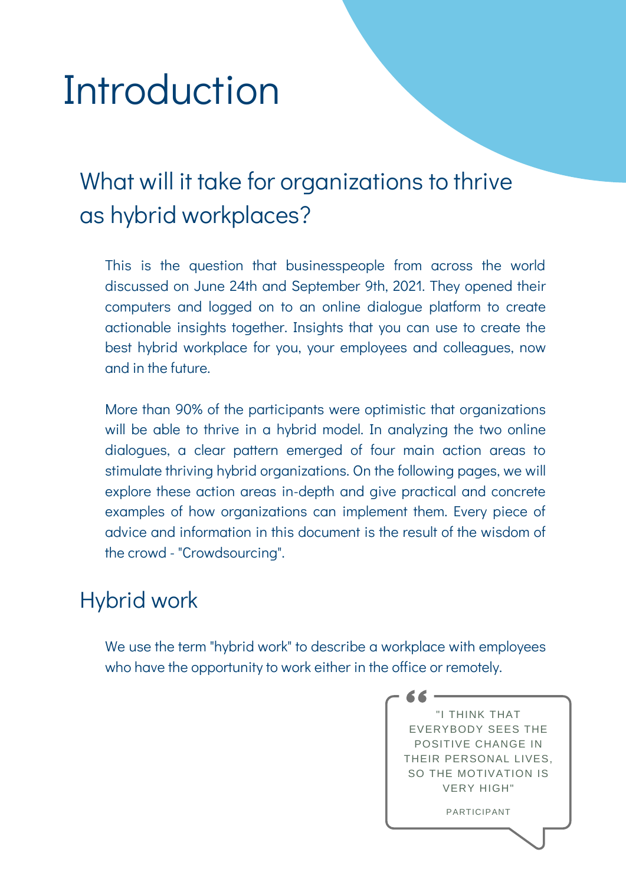# Introduction

## What will it take for organizations to thrive as hybrid workplaces?

This is the question that businesspeople from across the world discussed on June 24th and September 9th, 2021. They opened their computers and logged on to an online dialogue platform to create actionable insights together. Insights that you can use to create the best hybrid workplace for you, your employees and colleagues, now and in the future.

More than 90% of the participants were optimistic that organizations will be able to thrive in a hybrid model. In analyzing the two online dialogues, a clear pattern emerged of four main action areas to stimulate thriving hybrid organizations. On the following pages, we will explore these action areas in-depth and give practical and concrete examples of how organizations can implement them. Every piece of advice and information in this document is the result of the wisdom of the crowd - "Crowdsourcing".

## Hybrid work

We use the term "hybrid work" to describe a workplace with employees who have the opportunity to work either in the office or remotely.

> "I THINK THAT EVERYBODY SEES THE POSITIVE CHANGE IN THEIR PERSONAL LIVES, SO THE MOTIVATION IS VERY HIGH"
>
> PARTICIPANT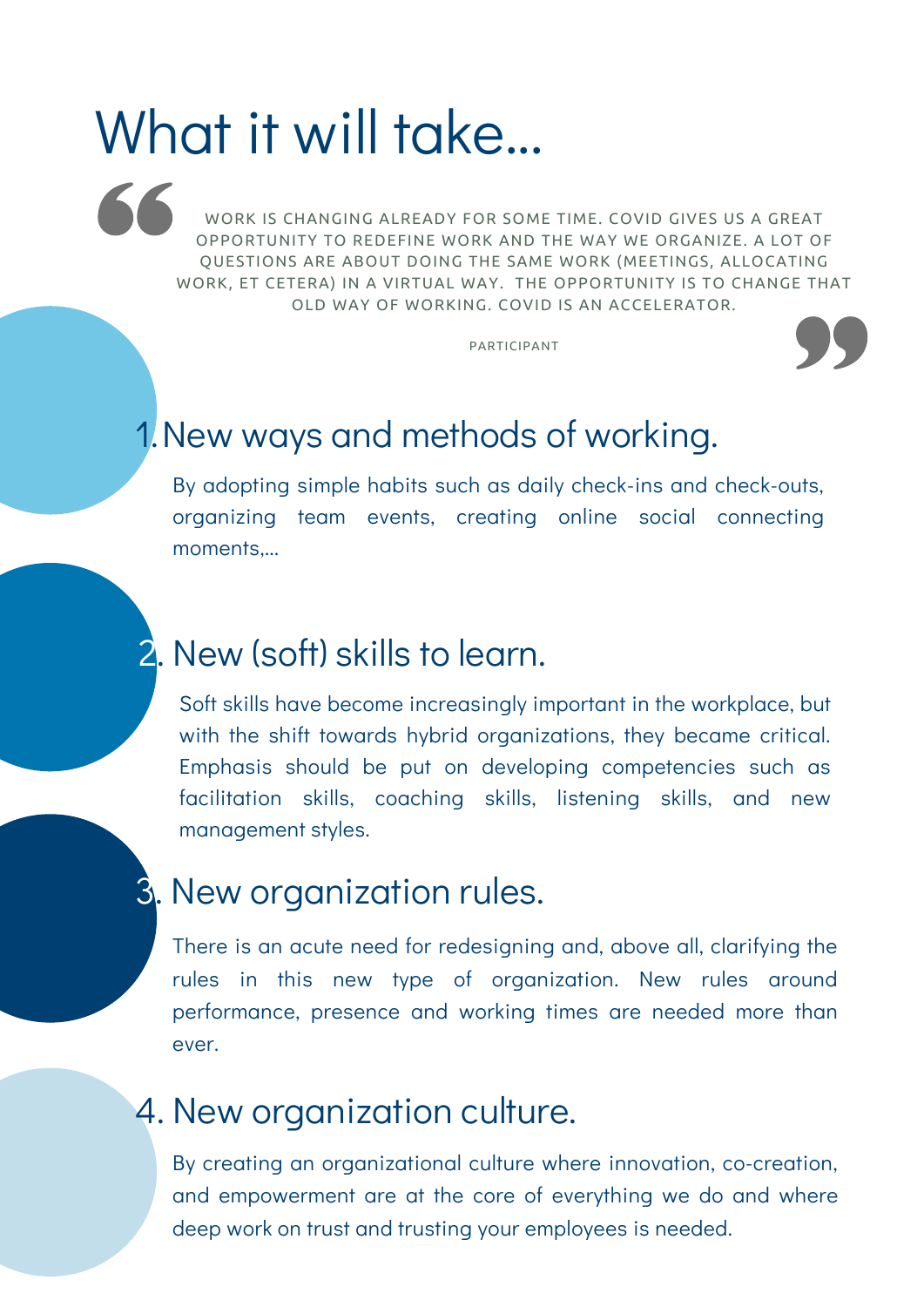# What it will take...

> WORK IS CHANGING ALREADY FOR SOME TIME. COVID GIVES US A GREAT OPPORTUNITY TO REDEFINE WORK AND THE WAY WE ORGANIZE. A LOT OF QUESTIONS ARE ABOUT DOING THE SAME WORK (MEETINGS, ALLOCATING WORK, ET CETERA) IN A VIRTUAL WAY. THE OPPORTUNITY IS TO CHANGE THAT OLD WAY OF WORKING. COVID IS AN ACCELERATOR.
>
> PARTICIPANT

## 1. New ways and methods of working.

By adopting simple habits such as daily check-ins and check-outs, organizing team events, creating online social connecting moments,...

## 2. New (soft) skills to learn.

Soft skills have become increasingly important in the workplace, but with the shift towards hybrid organizations, they became critical. Emphasis should be put on developing competencies such as facilitation skills, coaching skills, listening skills, and new management styles.

## 3. New organization rules.

There is an acute need for redesigning and, above all, clarifying the rules in this new type of organization. New rules around performance, presence and working times are needed more than ever.

## 4. New organization culture.

By creating an organizational culture where innovation, co-creation, and empowerment are at the core of everything we do and where deep work on trust and trusting your employees is needed.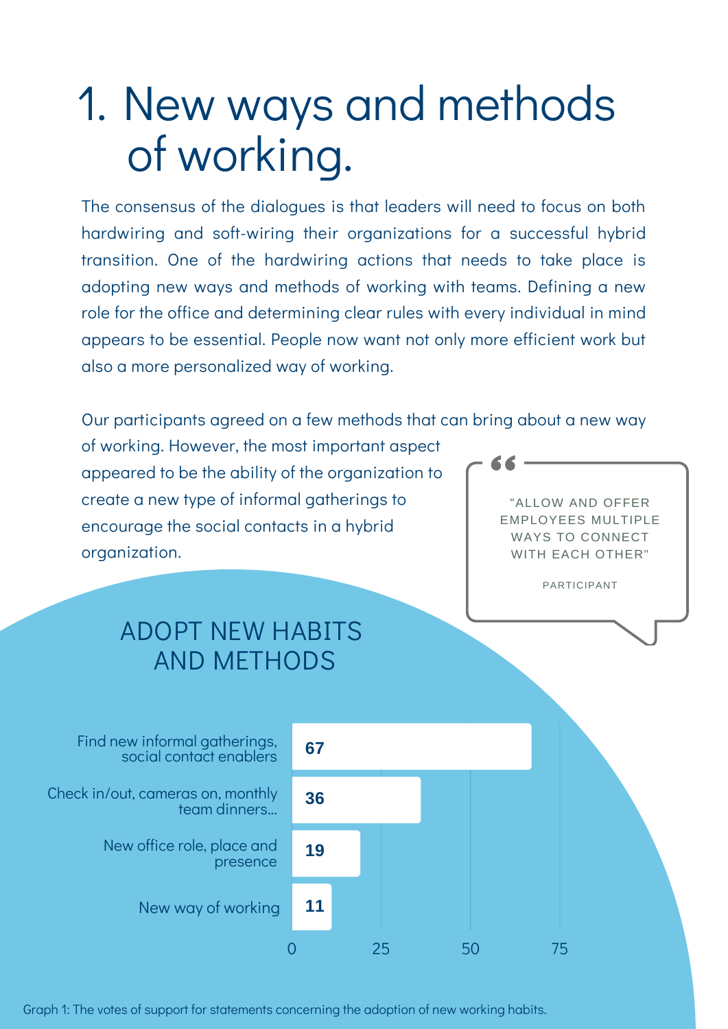# 1. New ways and methods of working.

The consensus of the dialogues is that leaders will need to focus on both hardwiring and soft-wiring their organizations for a successful hybrid transition. One of the hardwiring actions that needs to take place is adopting new ways and methods of working with teams. Defining a new role for the office and determining clear rules with every individual in mind appears to be essential. People now want not only more efficient work but also a more personalized way of working.

Our participants agreed on a few methods that can bring about a new way of working. However, the most important aspect appeared to be the ability of the organization to create a new type of informal gatherings to encourage the social contacts in a hybrid organization.

> "ALLOW AND OFFER EMPLOYEES MULTIPLE WAYS TO CONNECT WITH EACH OTHER"
>
> PARTICIPANT

## ADOPT NEW HABITS AND METHODS

| Statement | Votes |
| --- | --- |
| Find new informal gatherings, social contact enablers | 67 |
| Check in/out, cameras on, monthly team dinners... | 36 |
| New office role, place and presence | 19 |
| New way of working | 11 |

Graph 1: The votes of support for statements concerning the adoption of new working habits.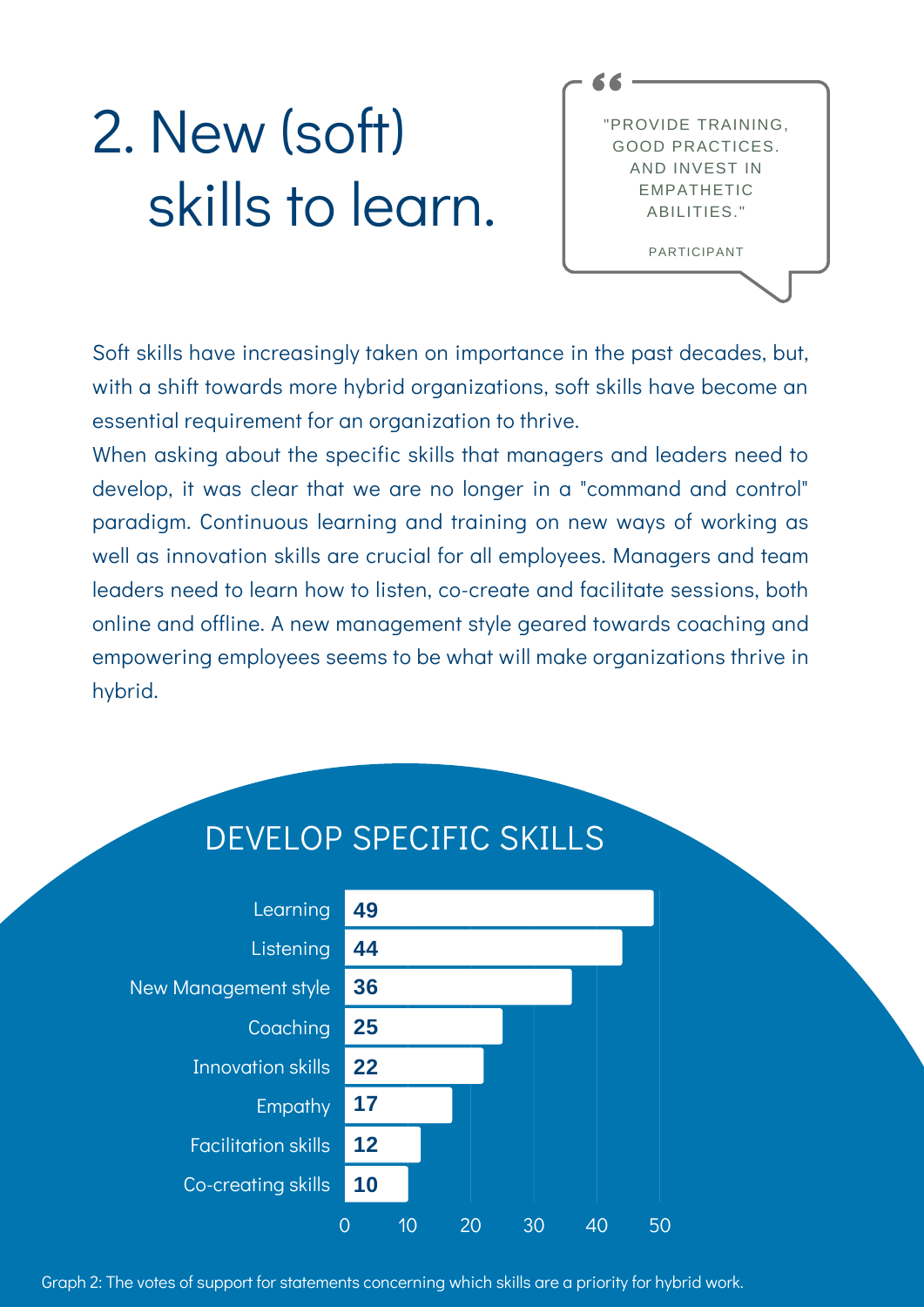# 2. New (soft) skills to learn.

> "PROVIDE TRAINING, GOOD PRACTICES. AND INVEST IN EMPATHETIC ABILITIES."
>
> PARTICIPANT

Soft skills have increasingly taken on importance in the past decades, but, with a shift towards more hybrid organizations, soft skills have become an essential requirement for an organization to thrive.

When asking about the specific skills that managers and leaders need to develop, it was clear that we are no longer in a "command and control" paradigm. Continuous learning and training on new ways of working as well as innovation skills are crucial for all employees. Managers and team leaders need to learn how to listen, co-create and facilitate sessions, both online and offline. A new management style geared towards coaching and empowering employees seems to be what will make organizations thrive in hybrid.

## DEVELOP SPECIFIC SKILLS

| Skill | Votes |
|---|---|
| Learning | 49 |
| Listening | 44 |
| New Management style | 36 |
| Coaching | 25 |
| Innovation skills | 22 |
| Empathy | 17 |
| Facilitation skills | 12 |
| Co-creating skills | 10 |

Graph 2: The votes of support for statements concerning which skills are a priority for hybrid work.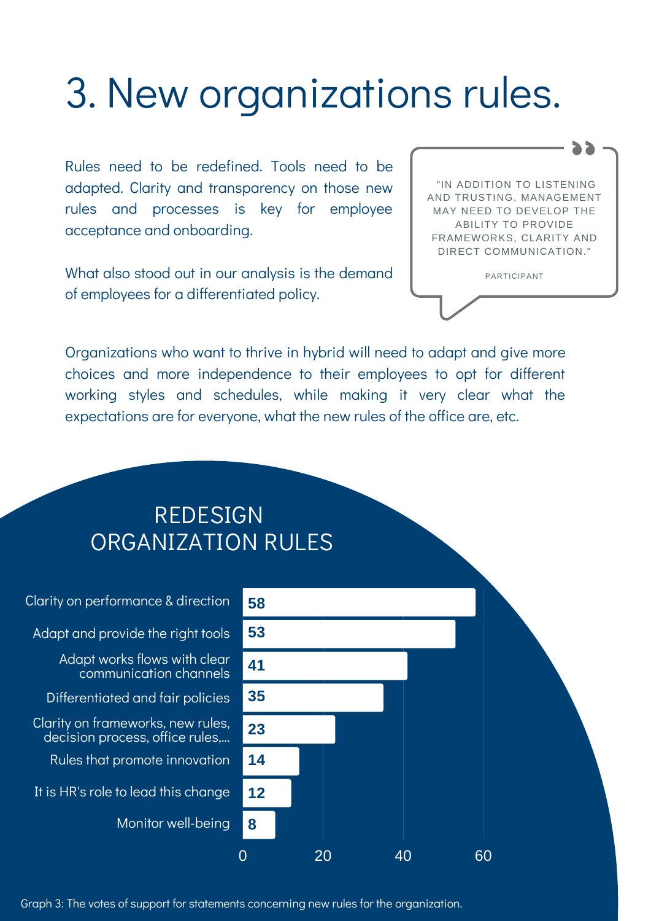# 3. New organizations rules.

Rules need to be redefined. Tools need to be adapted. Clarity and transparency on those new rules and processes is key for employee acceptance and onboarding.

What also stood out in our analysis is the demand of employees for a differentiated policy.

> "IN ADDITION TO LISTENING AND TRUSTING, MANAGEMENT MAY NEED TO DEVELOP THE ABILITY TO PROVIDE FRAMEWORKS, CLARITY AND DIRECT COMMUNICATION."
>
> PARTICIPANT

Organizations who want to thrive in hybrid will need to adapt and give more choices and more independence to their employees to opt for different working styles and schedules, while making it very clear what the expectations are for everyone, what the new rules of the office are, etc.

## REDESIGN ORGANIZATION RULES

| Statement | Votes |
|---|---|
| Clarity on performance & direction | 58 |
| Adapt and provide the right tools | 53 |
| Adapt works flows with clear communication channels | 41 |
| Differentiated and fair policies | 35 |
| Clarity on frameworks, new rules, decision process, office rules,... | 23 |
| Rules that promote innovation | 14 |
| It is HR's role to lead this change | 12 |
| Monitor well-being | 8 |

Graph 3: The votes of support for statements concerning new rules for the organization.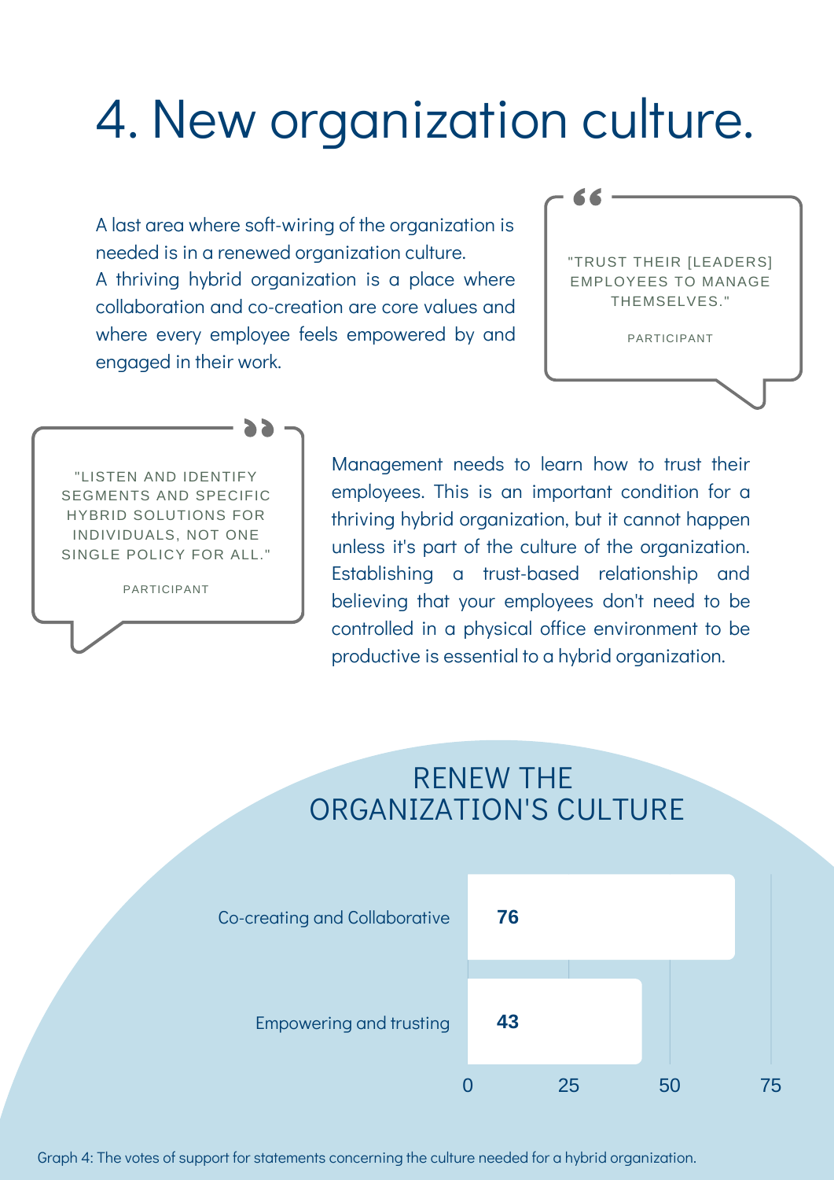# 4. New organization culture.

A last area where soft-wiring of the organization is needed is in a renewed organization culture.
A thriving hybrid organization is a place where collaboration and co-creation are core values and where every employee feels empowered by and engaged in their work.

> "TRUST THEIR [LEADERS] EMPLOYEES TO MANAGE THEMSELVES."
>
> PARTICIPANT

> "LISTEN AND IDENTIFY SEGMENTS AND SPECIFIC HYBRID SOLUTIONS FOR INDIVIDUALS, NOT ONE SINGLE POLICY FOR ALL."
>
> PARTICIPANT

Management needs to learn how to trust their employees. This is an important condition for a thriving hybrid organization, but it cannot happen unless it's part of the culture of the organization. Establishing a trust-based relationship and believing that your employees don't need to be controlled in a physical office environment to be productive is essential to a hybrid organization.

## RENEW THE ORGANIZATION'S CULTURE

| Statement | Votes |
|---|---|
| Co-creating and Collaborative | 76 |
| Empowering and trusting | 43 |

Graph 4: The votes of support for statements concerning the culture needed for a hybrid organization.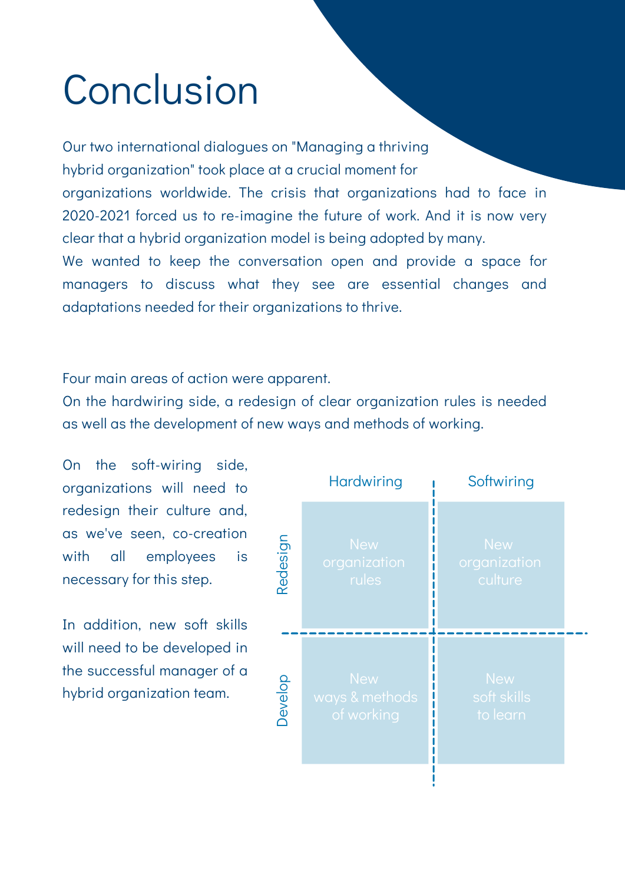# Conclusion

Our two international dialogues on "Managing a thriving hybrid organization" took place at a crucial moment for organizations worldwide. The crisis that organizations had to face in 2020-2021 forced us to re-imagine the future of work. And it is now very clear that a hybrid organization model is being adopted by many.
We wanted to keep the conversation open and provide a space for managers to discuss what they see are essential changes and adaptations needed for their organizations to thrive.

Four main areas of action were apparent.
On the hardwiring side, a redesign of clear organization rules is needed as well as the development of new ways and methods of working.

On the soft-wiring side, organizations will need to redesign their culture and, as we've seen, co-creation with all employees is necessary for this step.

In addition, new soft skills will need to be developed in the successful manager of a hybrid organization team.

| | Hardwiring | Softwiring |
|---|---|---|
| **Redesign** | New organization rules | New organization culture |
| **Develop** | New ways & methods of working | New soft skills to learn |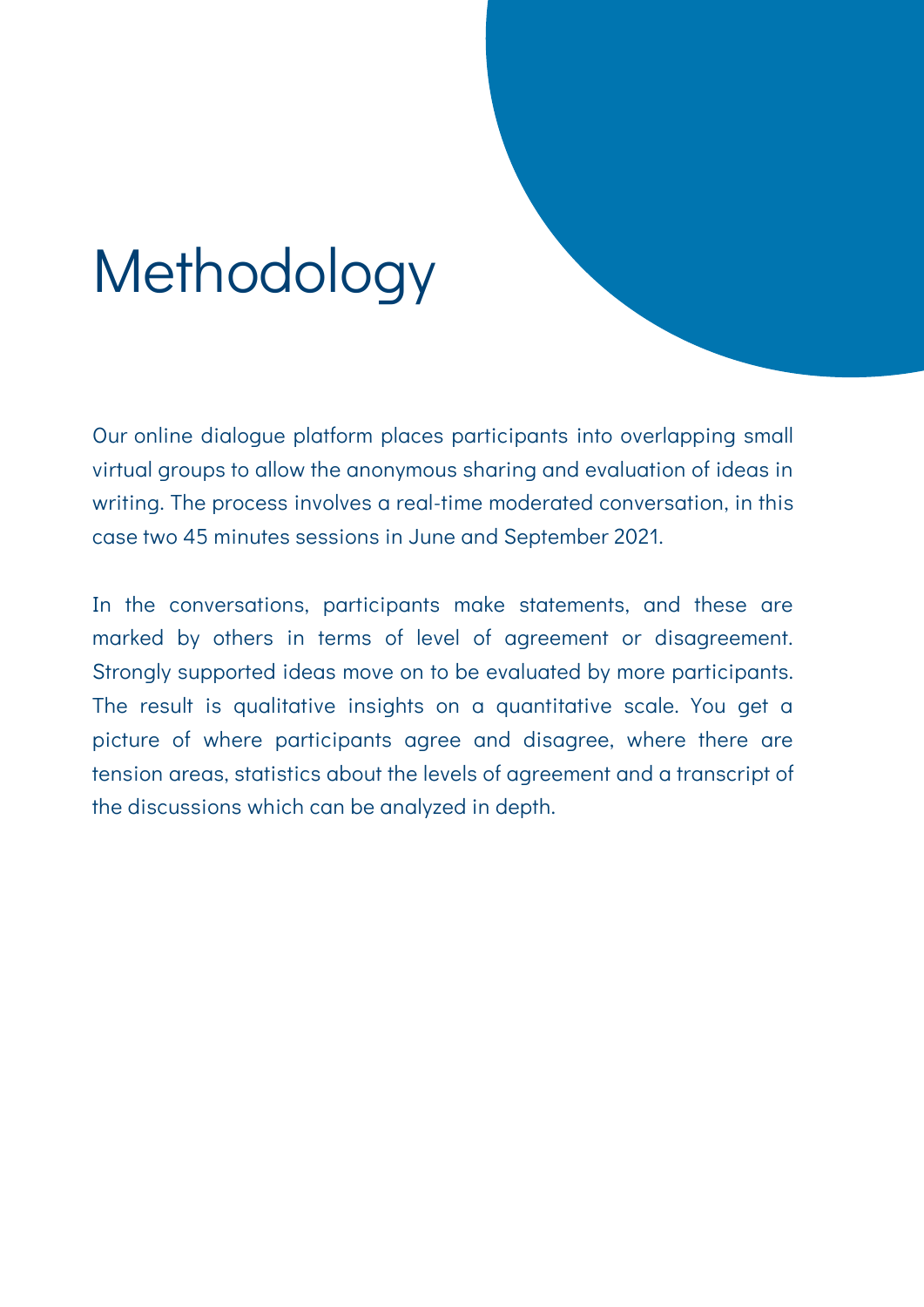# Methodology

Our online dialogue platform places participants into overlapping small virtual groups to allow the anonymous sharing and evaluation of ideas in writing. The process involves a real-time moderated conversation, in this case two 45 minutes sessions in June and September 2021.

In the conversations, participants make statements, and these are marked by others in terms of level of agreement or disagreement. Strongly supported ideas move on to be evaluated by more participants. The result is qualitative insights on a quantitative scale. You get a picture of where participants agree and disagree, where there are tension areas, statistics about the levels of agreement and a transcript of the discussions which can be analyzed in depth.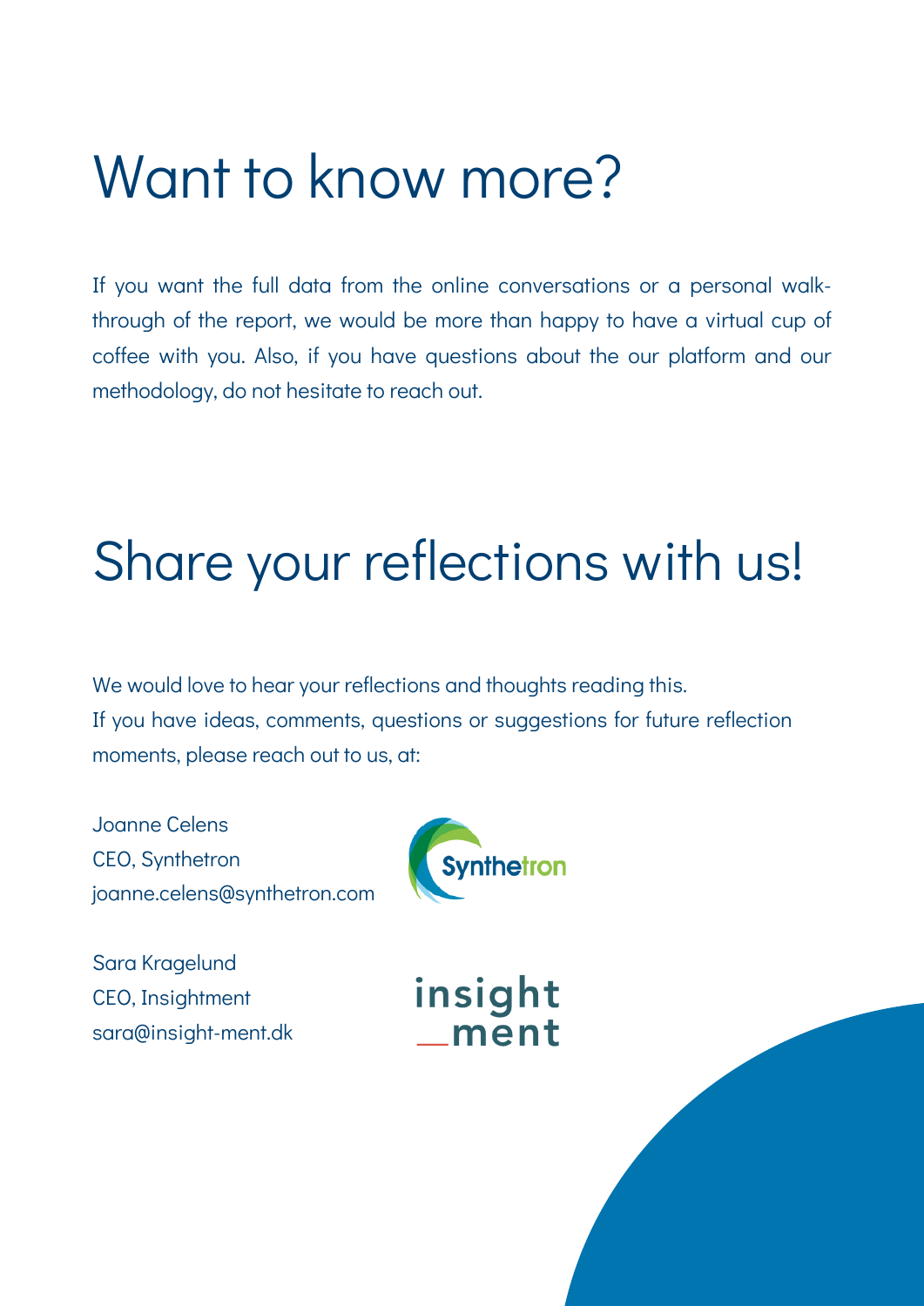# Want to know more?

If you want the full data from the online conversations or a personal walk-through of the report, we would be more than happy to have a virtual cup of coffee with you. Also, if you have questions about the our platform and our methodology, do not hesitate to reach out.

# Share your reflections with us!

We would love to hear your reflections and thoughts reading this.
If you have ideas, comments, questions or suggestions for future reflection moments, please reach out to us, at:

Joanne Celens
CEO, Synthetron
joanne.celens@synthetron.com

Synthetron

Sara Kragelund
CEO, Insightment
sara@insight-ment.dk

insight_ment